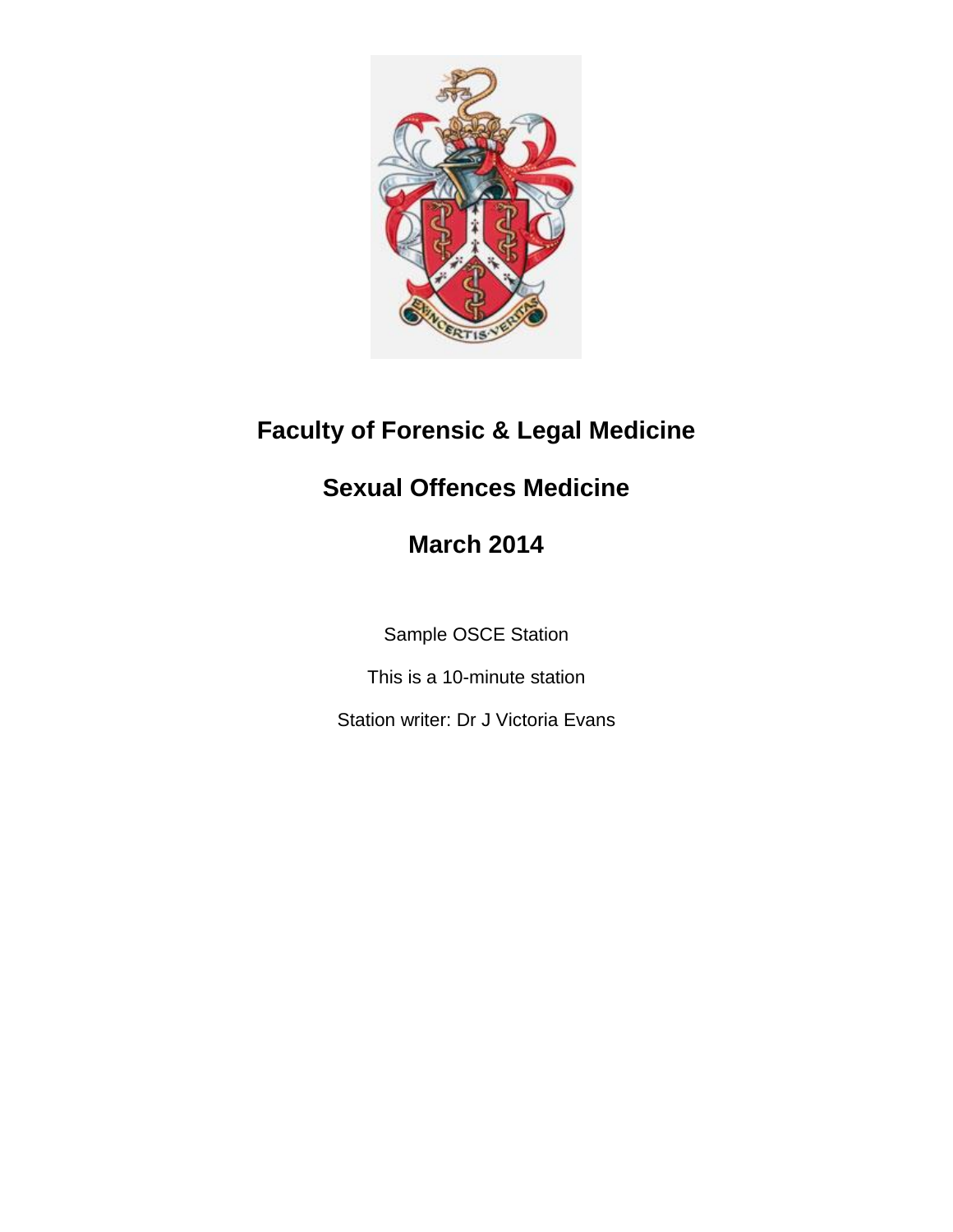# Faculty of Forensic & Legal Medicine

## Sexual Offences Medicine

## March 2014

Sample OSCE Station

This is a 10-minute station

Station writer: Dr J Victoria Evans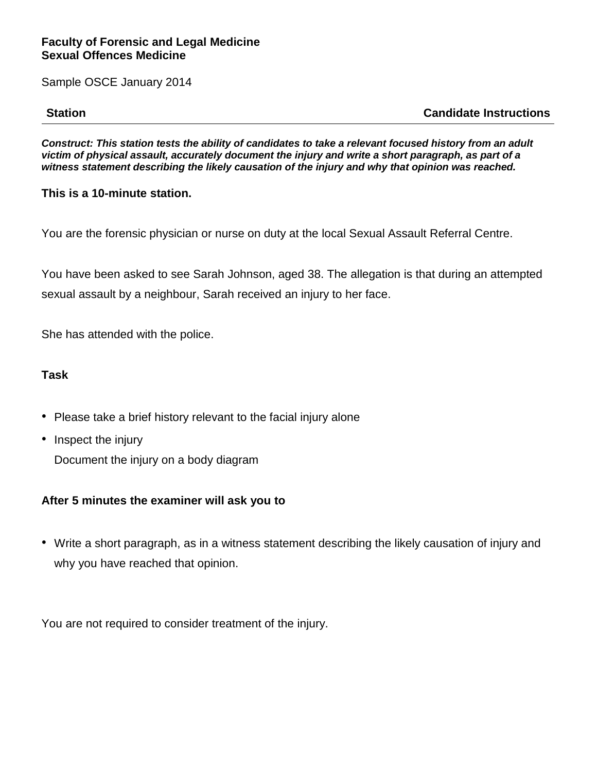**Faculty of Forensic and Legal Medicine**
**Sexual Offences Medicine**

Sample OSCE January 2014

| **Station** | **Candidate Instructions** |
|---|---|

***Construct: This station tests the ability of candidates to take a relevant focused history from an adult victim of physical assault, accurately document the injury and write a short paragraph, as part of a witness statement describing the likely causation of the injury and why that opinion was reached.***

**This is a 10-minute station.**

You are the forensic physician or nurse on duty at the local Sexual Assault Referral Centre.

You have been asked to see Sarah Johnson, aged 38. The allegation is that during an attempted sexual assault by a neighbour, Sarah received an injury to her face.

She has attended with the police.

**Task**

- Please take a brief history relevant to the facial injury alone
- Inspect the injury
  Document the injury on a body diagram

**After 5 minutes the examiner will ask you to**

- Write a short paragraph, as in a witness statement describing the likely causation of injury and why you have reached that opinion.

You are not required to consider treatment of the injury.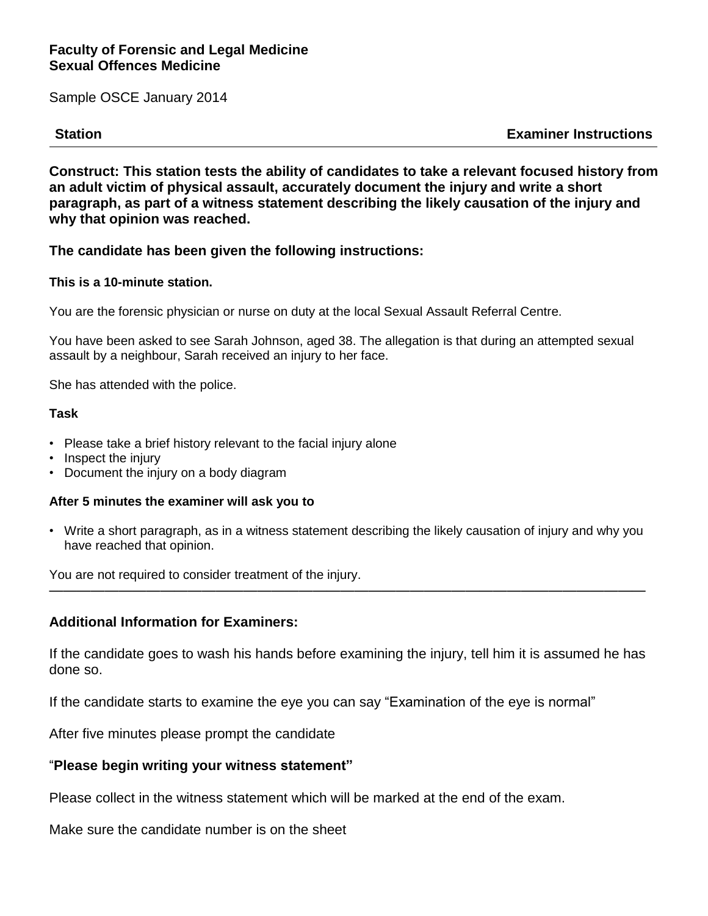**Faculty of Forensic and Legal Medicine**
**Sexual Offences Medicine**

Sample OSCE January 2014

| **Station** | **Examiner Instructions** |
|---|---|

**Construct: This station tests the ability of candidates to take a relevant focused history from an adult victim of physical assault, accurately document the injury and write a short paragraph, as part of a witness statement describing the likely causation of the injury and why that opinion was reached.**

### The candidate has been given the following instructions:

**This is a 10-minute station.**

You are the forensic physician or nurse on duty at the local Sexual Assault Referral Centre.

You have been asked to see Sarah Johnson, aged 38. The allegation is that during an attempted sexual assault by a neighbour, Sarah received an injury to her face.

She has attended with the police.

**Task**

- Please take a brief history relevant to the facial injury alone
- Inspect the injury
- Document the injury on a body diagram

**After 5 minutes the examiner will ask you to**

- Write a short paragraph, as in a witness statement describing the likely causation of injury and why you have reached that opinion.

You are not required to consider treatment of the injury.

---

### Additional Information for Examiners:

If the candidate goes to wash his hands before examining the injury, tell him it is assumed he has done so.

If the candidate starts to examine the eye you can say “Examination of the eye is normal”

After five minutes please prompt the candidate

“**Please begin writing your witness statement”**

Please collect in the witness statement which will be marked at the end of the exam.

Make sure the candidate number is on the sheet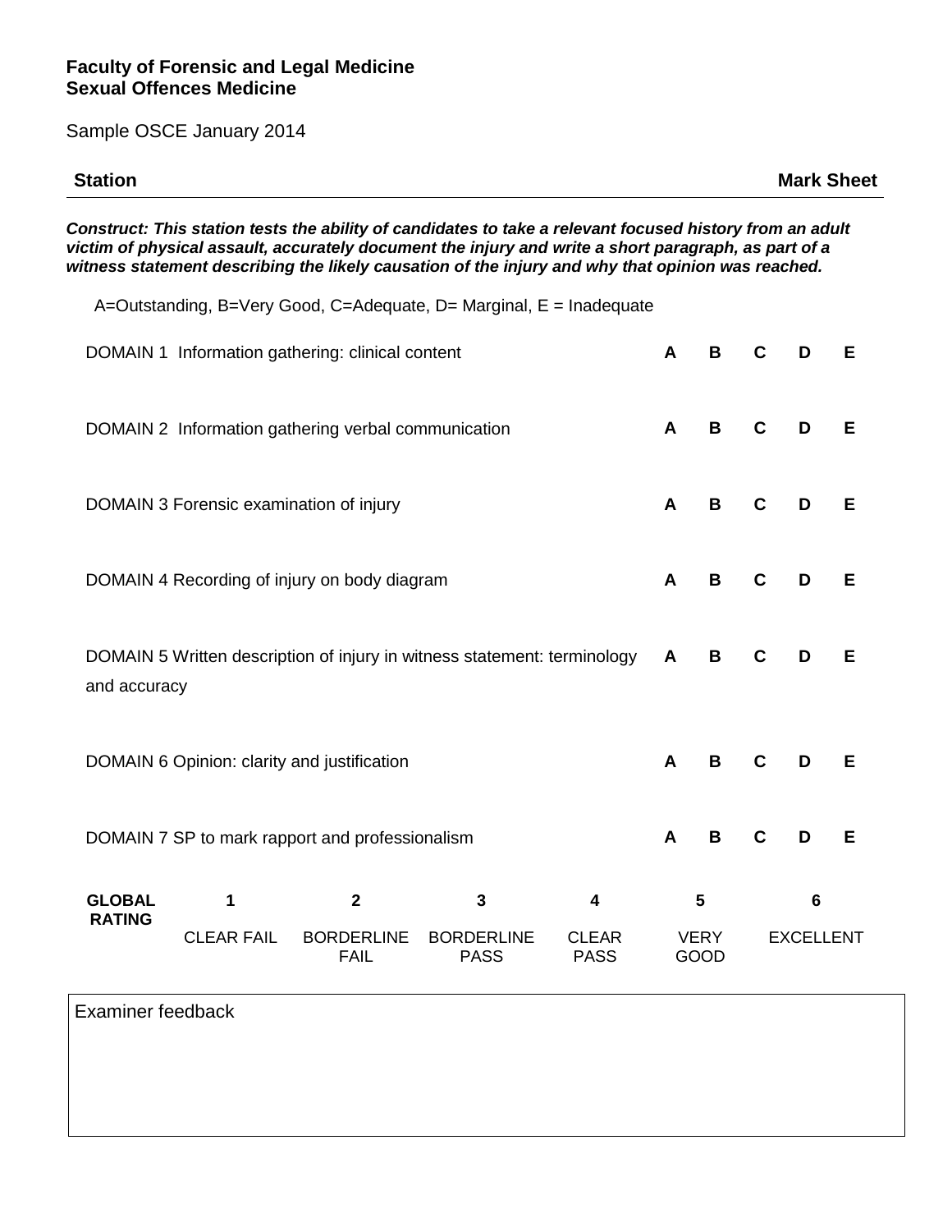**Faculty of Forensic and Legal Medicine**
**Sexual Offences Medicine**

Sample OSCE January 2014

| **Station** | **Mark Sheet** |
|---|---|

***Construct: This station tests the ability of candidates to take a relevant focused history from an adult victim of physical assault, accurately document the injury and write a short paragraph, as part of a witness statement describing the likely causation of the injury and why that opinion was reached.***

A=Outstanding, B=Very Good, C=Adequate, D= Marginal, E = Inadequate

| | | | | | |
|---|---|---|---|---|---|
| DOMAIN 1 Information gathering: clinical content | **A** | **B** | **C** | **D** | **E** |
| DOMAIN 2 Information gathering verbal communication | **A** | **B** | **C** | **D** | **E** |
| DOMAIN 3 Forensic examination of injury | **A** | **B** | **C** | **D** | **E** |
| DOMAIN 4 Recording of injury on body diagram | **A** | **B** | **C** | **D** | **E** |
| DOMAIN 5 Written description of injury in witness statement: terminology and accuracy | **A** | **B** | **C** | **D** | **E** |
| DOMAIN 6 Opinion: clarity and justification | **A** | **B** | **C** | **D** | **E** |
| DOMAIN 7 SP to mark rapport and professionalism | **A** | **B** | **C** | **D** | **E** |

| **GLOBAL RATING** | **1** | **2** | **3** | **4** | **5** | **6** |
|---|---|---|---|---|---|---|
| | CLEAR FAIL | BORDERLINE FAIL | BORDERLINE PASS | CLEAR PASS | VERY GOOD | EXCELLENT |

| Examiner feedback |
|---|
| |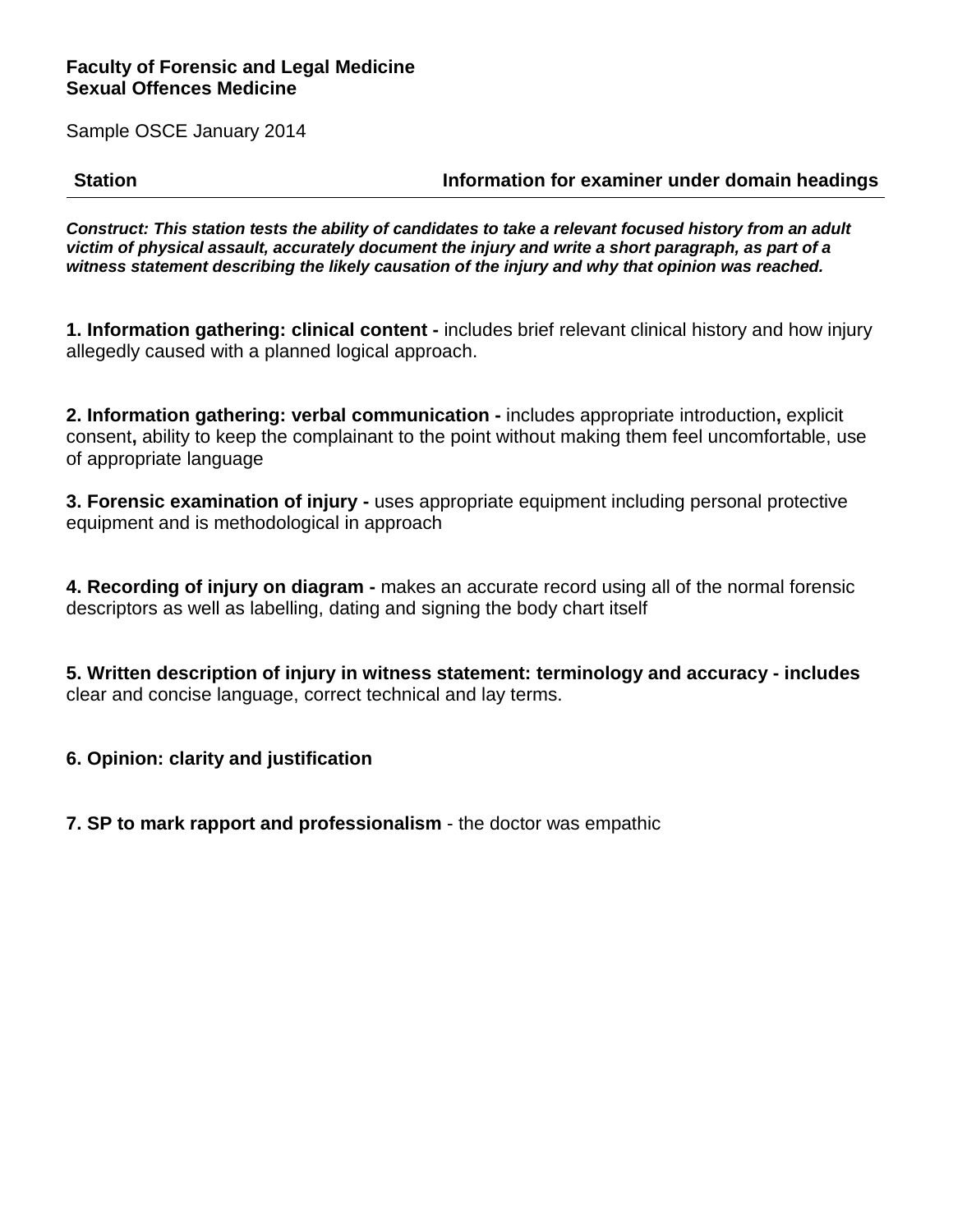**Faculty of Forensic and Legal Medicine**
**Sexual Offences Medicine**

Sample OSCE January 2014

| Station | Information for examiner under domain headings |
|---|---|

***Construct: This station tests the ability of candidates to take a relevant focused history from an adult victim of physical assault, accurately document the injury and write a short paragraph, as part of a witness statement describing the likely causation of the injury and why that opinion was reached.***

**1. Information gathering: clinical content -** includes brief relevant clinical history and how injury allegedly caused with a planned logical approach.

**2. Information gathering: verbal communication -** includes appropriate introduction**,** explicit consent**,** ability to keep the complainant to the point without making them feel uncomfortable, use of appropriate language

**3. Forensic examination of injury -** uses appropriate equipment including personal protective equipment and is methodological in approach

**4. Recording of injury on diagram -** makes an accurate record using all of the normal forensic descriptors as well as labelling, dating and signing the body chart itself

**5. Written description of injury in witness statement: terminology and accuracy - includes** clear and concise language, correct technical and lay terms.

**6. Opinion: clarity and justification**

**7. SP to mark rapport and professionalism** - the doctor was empathic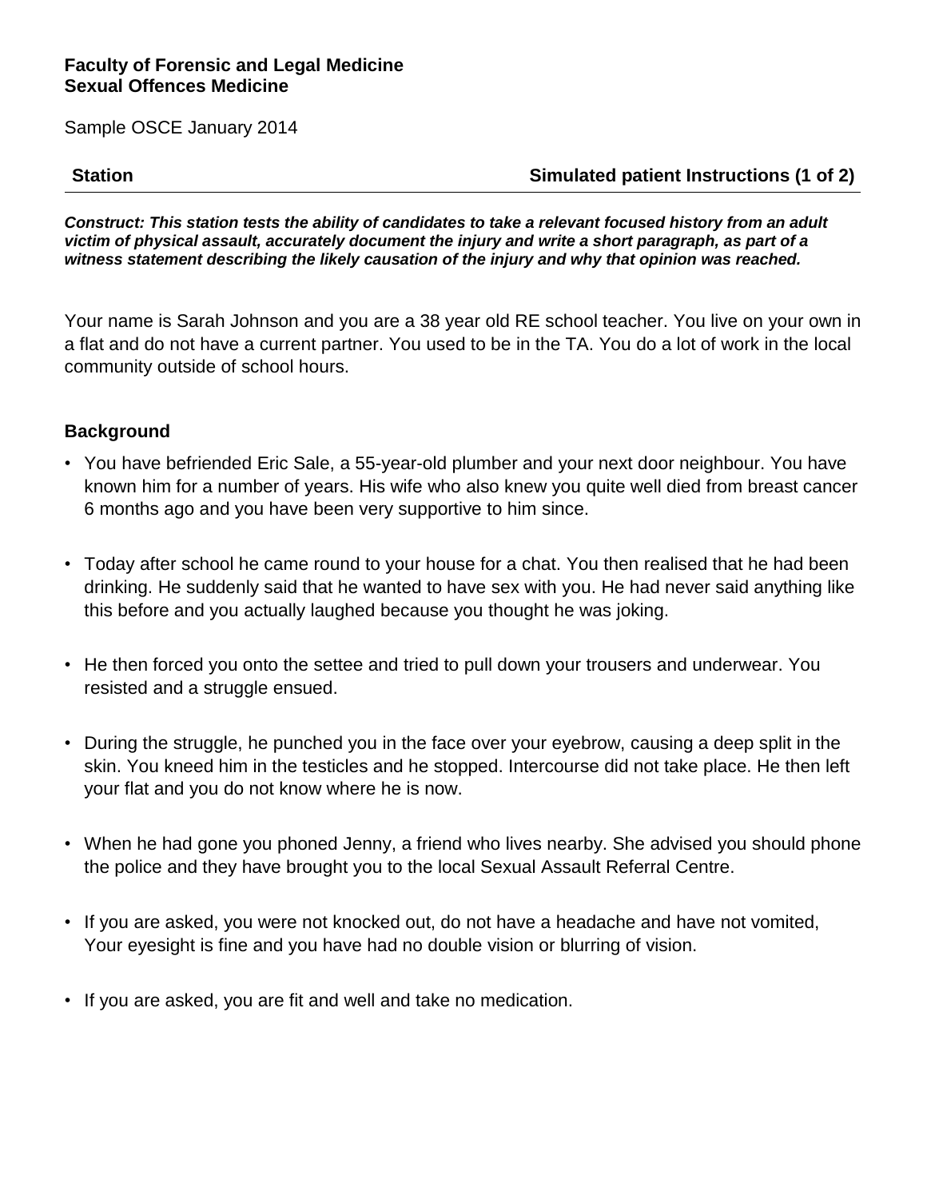**Faculty of Forensic and Legal Medicine**
**Sexual Offences Medicine**

Sample OSCE January 2014

| **Station** | **Simulated patient Instructions (1 of 2)** |
|---|---|

***Construct: This station tests the ability of candidates to take a relevant focused history from an adult victim of physical assault, accurately document the injury and write a short paragraph, as part of a witness statement describing the likely causation of the injury and why that opinion was reached.***

Your name is Sarah Johnson and you are a 38 year old RE school teacher. You live on your own in a flat and do not have a current partner. You used to be in the TA. You do a lot of work in the local community outside of school hours.

### Background

- You have befriended Eric Sale, a 55-year-old plumber and your next door neighbour. You have known him for a number of years. His wife who also knew you quite well died from breast cancer 6 months ago and you have been very supportive to him since.
- Today after school he came round to your house for a chat. You then realised that he had been drinking. He suddenly said that he wanted to have sex with you. He had never said anything like this before and you actually laughed because you thought he was joking.
- He then forced you onto the settee and tried to pull down your trousers and underwear. You resisted and a struggle ensued.
- During the struggle, he punched you in the face over your eyebrow, causing a deep split in the skin. You kneed him in the testicles and he stopped. Intercourse did not take place. He then left your flat and you do not know where he is now.
- When he had gone you phoned Jenny, a friend who lives nearby. She advised you should phone the police and they have brought you to the local Sexual Assault Referral Centre.
- If you are asked, you were not knocked out, do not have a headache and have not vomited, Your eyesight is fine and you have had no double vision or blurring of vision.
- If you are asked, you are fit and well and take no medication.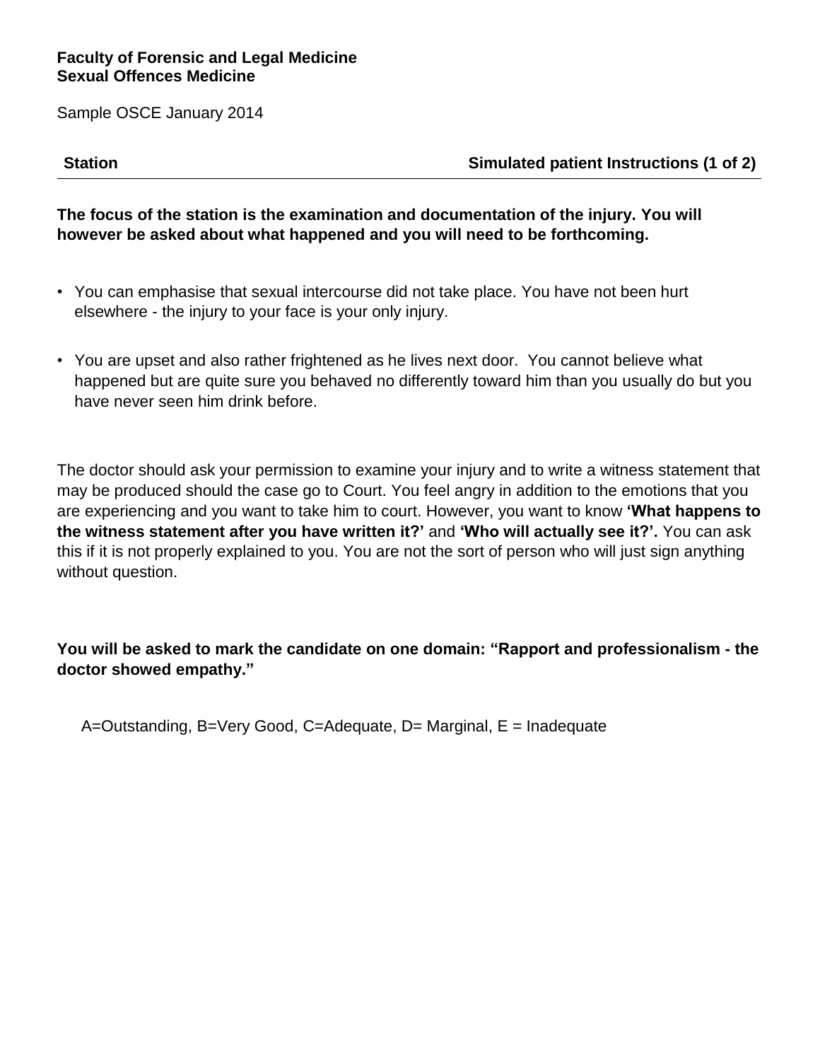**Faculty of Forensic and Legal Medicine**
**Sexual Offences Medicine**

Sample OSCE January 2014

| **Station** | **Simulated patient Instructions (1 of 2)** |
|---|---|

**The focus of the station is the examination and documentation of the injury. You will however be asked about what happened and you will need to be forthcoming.**

- You can emphasise that sexual intercourse did not take place. You have not been hurt elsewhere - the injury to your face is your only injury.
- You are upset and also rather frightened as he lives next door. You cannot believe what happened but are quite sure you behaved no differently toward him than you usually do but you have never seen him drink before.

The doctor should ask your permission to examine your injury and to write a witness statement that may be produced should the case go to Court. You feel angry in addition to the emotions that you are experiencing and you want to take him to court. However, you want to know **'What happens to the witness statement after you have written it?'** and **'Who will actually see it?'.** You can ask this if it is not properly explained to you. You are not the sort of person who will just sign anything without question.

**You will be asked to mark the candidate on one domain: "Rapport and professionalism - the doctor showed empathy."**

A=Outstanding, B=Very Good, C=Adequate, D= Marginal, E = Inadequate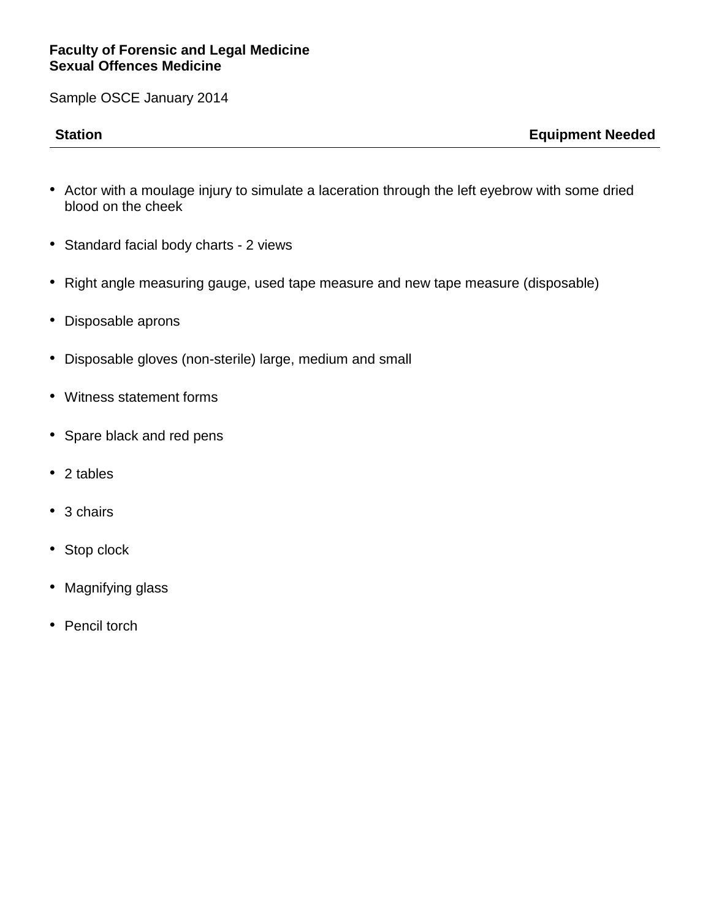**Faculty of Forensic and Legal Medicine**
**Sexual Offences Medicine**

Sample OSCE January 2014

| Station | Equipment Needed |
| --- | --- |

- Actor with a moulage injury to simulate a laceration through the left eyebrow with some dried blood on the cheek
- Standard facial body charts - 2 views
- Right angle measuring gauge, used tape measure and new tape measure (disposable)
- Disposable aprons
- Disposable gloves (non-sterile) large, medium and small
- Witness statement forms
- Spare black and red pens
- 2 tables
- 3 chairs
- Stop clock
- Magnifying glass
- Pencil torch